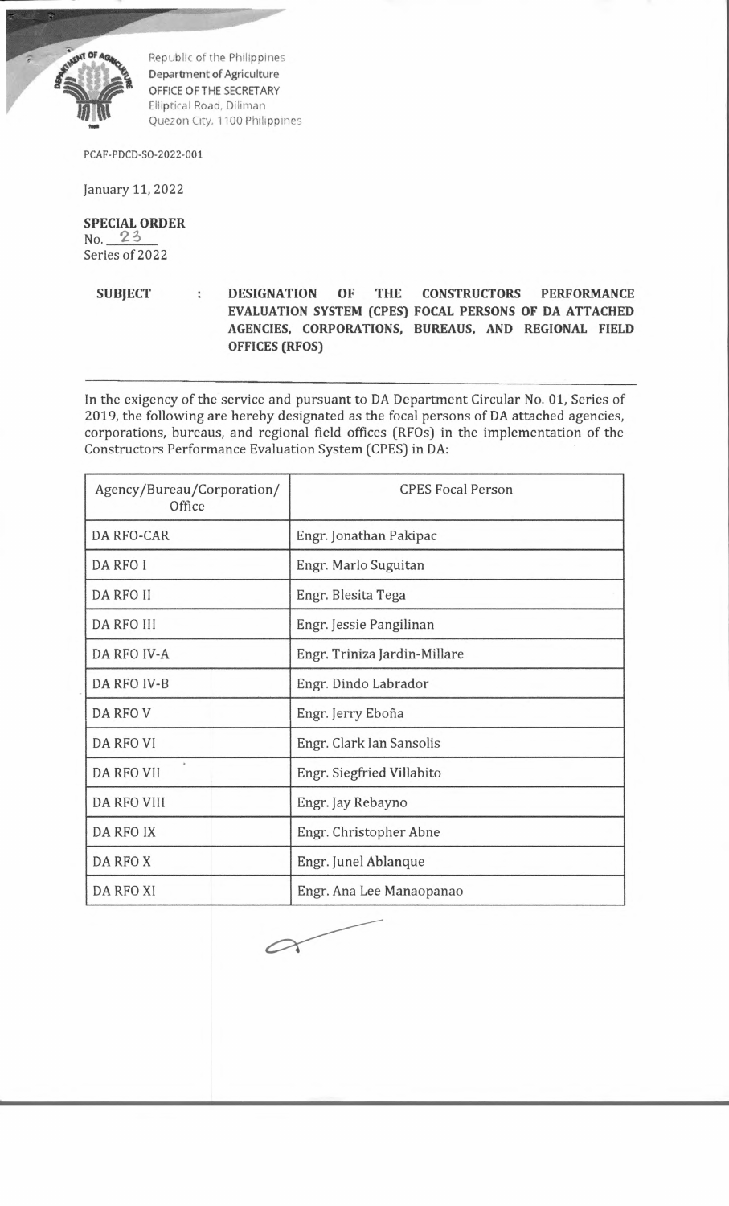Republic of the Philippines
Department of Agriculture
OFFICE OF THE SECRETARY
Elliptical Road, Diliman
Quezon City, 1100 Philippines

PCAF-PDCD-SO-2022-001

January 11, 2022

**SPECIAL ORDER**
No. 23
Series of 2022

**SUBJECT : DESIGNATION OF THE CONSTRUCTORS PERFORMANCE EVALUATION SYSTEM (CPES) FOCAL PERSONS OF DA ATTACHED AGENCIES, CORPORATIONS, BUREAUS, AND REGIONAL FIELD OFFICES (RFOS)**

---

In the exigency of the service and pursuant to DA Department Circular No. 01, Series of 2019, the following are hereby designated as the focal persons of DA attached agencies, corporations, bureaus, and regional field offices (RFOs) in the implementation of the Constructors Performance Evaluation System (CPES) in DA:

| Agency/Bureau/Corporation/ Office | CPES Focal Person |
|---|---|
| DA RFO-CAR | Engr. Jonathan Pakipac |
| DA RFO I | Engr. Marlo Suguitan |
| DA RFO II | Engr. Blesita Tega |
| DA RFO III | Engr. Jessie Pangilinan |
| DA RFO IV-A | Engr. Triniza Jardin-Millare |
| DA RFO IV-B | Engr. Dindo Labrador |
| DA RFO V | Engr. Jerry Eboña |
| DA RFO VI | Engr. Clark Ian Sansolis |
| DA RFO VII | Engr. Siegfried Villabito |
| DA RFO VIII | Engr. Jay Rebayno |
| DA RFO IX | Engr. Christopher Abne |
| DA RFO X | Engr. Junel Ablanque |
| DA RFO XI | Engr. Ana Lee Manaopanao |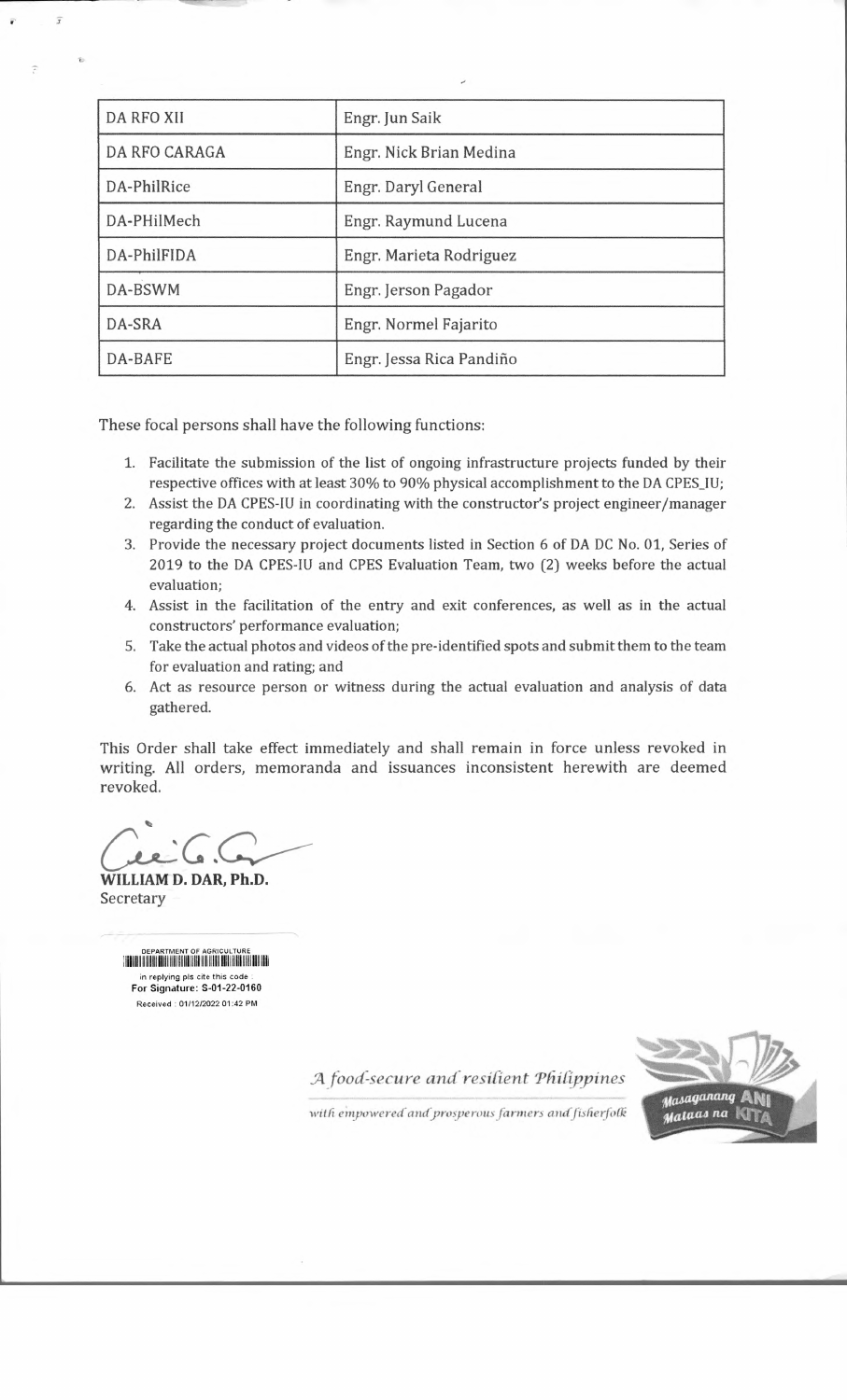| | |
|---|---|
| DA RFO XII | Engr. Jun Saik |
| DA RFO CARAGA | Engr. Nick Brian Medina |
| DA-PhilRice | Engr. Daryl General |
| DA-PHilMech | Engr. Raymund Lucena |
| DA-PhilFIDA | Engr. Marieta Rodriguez |
| DA-BSWM | Engr. Jerson Pagador |
| DA-SRA | Engr. Normel Fajarito |
| DA-BAFE | Engr. Jessa Rica Pandiño |

These focal persons shall have the following functions:

1. Facilitate the submission of the list of ongoing infrastructure projects funded by their respective offices with at least 30% to 90% physical accomplishment to the DA CPES_IU;
2. Assist the DA CPES-IU in coordinating with the constructor's project engineer/manager regarding the conduct of evaluation.
3. Provide the necessary project documents listed in Section 6 of DA DC No. 01, Series of 2019 to the DA CPES-IU and CPES Evaluation Team, two (2) weeks before the actual evaluation;
4. Assist in the facilitation of the entry and exit conferences, as well as in the actual constructors' performance evaluation;
5. Take the actual photos and videos of the pre-identified spots and submit them to the team for evaluation and rating; and
6. Act as resource person or witness during the actual evaluation and analysis of data gathered.

This Order shall take effect immediately and shall remain in force unless revoked in writing. All orders, memoranda and issuances inconsistent herewith are deemed revoked.

**WILLIAM D. DAR, Ph.D.**
Secretary

DEPARTMENT OF AGRICULTURE
in replying pls cite this code :
**For Signature: S-01-22-0160**
Received : 01/12/2022 01:42 PM

*A food-secure and resilient Philippines*
*with empowered and prosperous farmers and fisherfolk*

Masaganang ANI Mataas na KITA